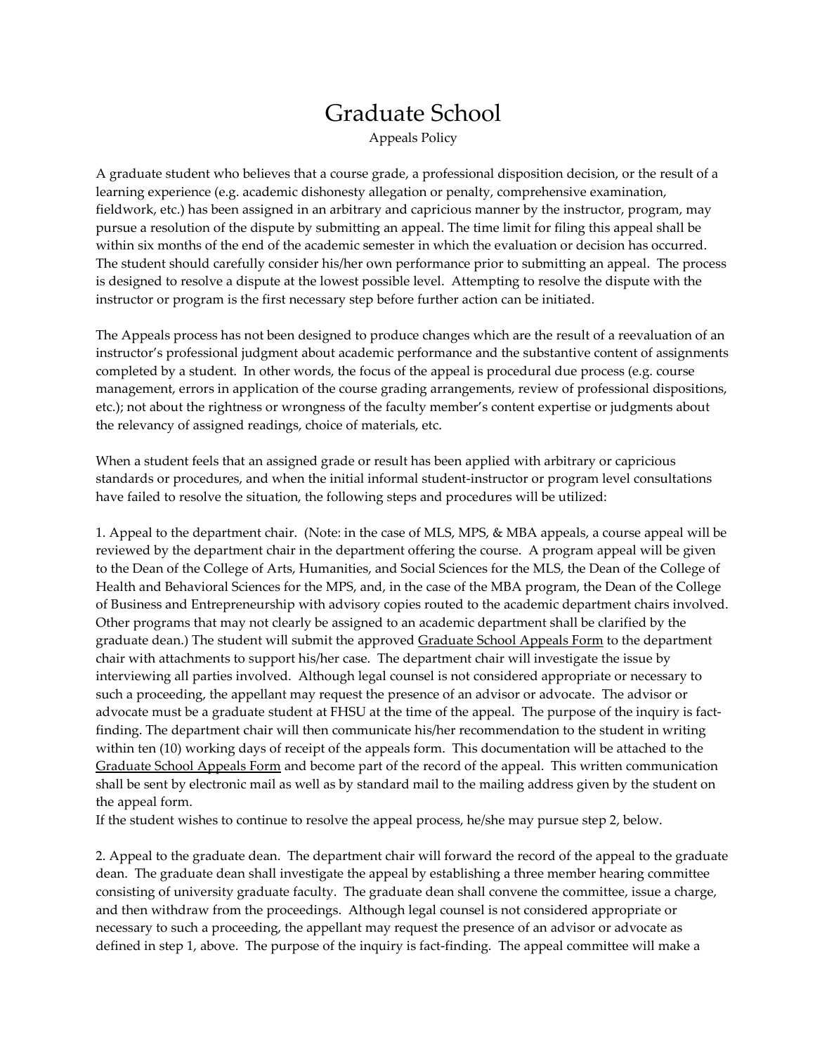# Graduate School

Appeals Policy

A graduate student who believes that a course grade, a professional disposition decision, or the result of a learning experience (e.g. academic dishonesty allegation or penalty, comprehensive examination, fieldwork, etc.) has been assigned in an arbitrary and capricious manner by the instructor, program, may pursue a resolution of the dispute by submitting an appeal. The time limit for filing this appeal shall be within six months of the end of the academic semester in which the evaluation or decision has occurred. The student should carefully consider his/her own performance prior to submitting an appeal. The process is designed to resolve a dispute at the lowest possible level. Attempting to resolve the dispute with the instructor or program is the first necessary step before further action can be initiated.

The Appeals process has not been designed to produce changes which are the result of a reevaluation of an instructor's professional judgment about academic performance and the substantive content of assignments completed by a student. In other words, the focus of the appeal is procedural due process (e.g. course management, errors in application of the course grading arrangements, review of professional dispositions, etc.); not about the rightness or wrongness of the faculty member's content expertise or judgments about the relevancy of assigned readings, choice of materials, etc.

When a student feels that an assigned grade or result has been applied with arbitrary or capricious standards or procedures, and when the initial informal student-instructor or program level consultations have failed to resolve the situation, the following steps and procedures will be utilized:

1. Appeal to the department chair. (Note: in the case of MLS, MPS, & MBA appeals, a course appeal will be reviewed by the department chair in the department offering the course. A program appeal will be given to the Dean of the College of Arts, Humanities, and Social Sciences for the MLS, the Dean of the College of Health and Behavioral Sciences for the MPS, and, in the case of the MBA program, the Dean of the College of Business and Entrepreneurship with advisory copies routed to the academic department chairs involved. Other programs that may not clearly be assigned to an academic department shall be clarified by the graduate dean.) The student will submit the approved Graduate School Appeals Form to the department chair with attachments to support his/her case. The department chair will investigate the issue by interviewing all parties involved. Although legal counsel is not considered appropriate or necessary to such a proceeding, the appellant may request the presence of an advisor or advocate. The advisor or advocate must be a graduate student at FHSU at the time of the appeal. The purpose of the inquiry is fact-finding. The department chair will then communicate his/her recommendation to the student in writing within ten (10) working days of receipt of the appeals form. This documentation will be attached to the Graduate School Appeals Form and become part of the record of the appeal. This written communication shall be sent by electronic mail as well as by standard mail to the mailing address given by the student on the appeal form.
If the student wishes to continue to resolve the appeal process, he/she may pursue step 2, below.

2. Appeal to the graduate dean. The department chair will forward the record of the appeal to the graduate dean. The graduate dean shall investigate the appeal by establishing a three member hearing committee consisting of university graduate faculty. The graduate dean shall convene the committee, issue a charge, and then withdraw from the proceedings. Although legal counsel is not considered appropriate or necessary to such a proceeding, the appellant may request the presence of an advisor or advocate as defined in step 1, above. The purpose of the inquiry is fact-finding. The appeal committee will make a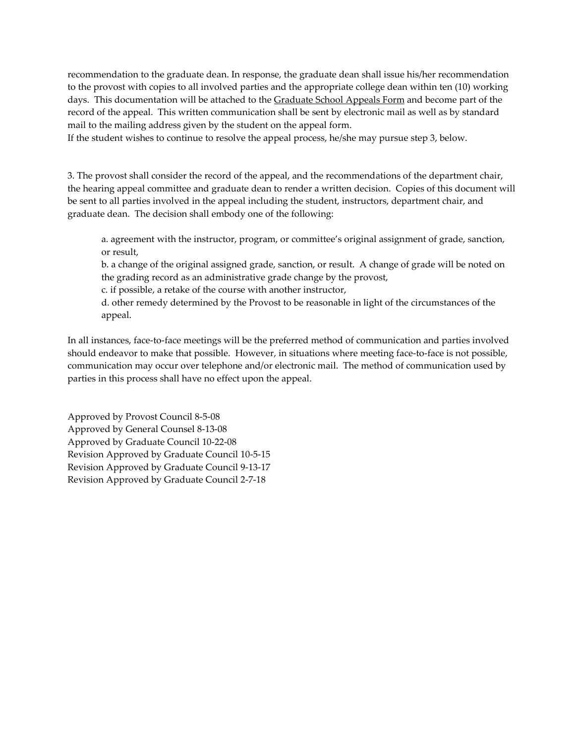recommendation to the graduate dean. In response, the graduate dean shall issue his/her recommendation to the provost with copies to all involved parties and the appropriate college dean within ten (10) working days. This documentation will be attached to the Graduate School Appeals Form and become part of the record of the appeal. This written communication shall be sent by electronic mail as well as by standard mail to the mailing address given by the student on the appeal form.
If the student wishes to continue to resolve the appeal process, he/she may pursue step 3, below.

3. The provost shall consider the record of the appeal, and the recommendations of the department chair, the hearing appeal committee and graduate dean to render a written decision. Copies of this document will be sent to all parties involved in the appeal including the student, instructors, department chair, and graduate dean. The decision shall embody one of the following:

> a. agreement with the instructor, program, or committee's original assignment of grade, sanction, or result,
> b. a change of the original assigned grade, sanction, or result. A change of grade will be noted on the grading record as an administrative grade change by the provost,
> c. if possible, a retake of the course with another instructor,
> d. other remedy determined by the Provost to be reasonable in light of the circumstances of the appeal.

In all instances, face-to-face meetings will be the preferred method of communication and parties involved should endeavor to make that possible. However, in situations where meeting face-to-face is not possible, communication may occur over telephone and/or electronic mail. The method of communication used by parties in this process shall have no effect upon the appeal.

Approved by Provost Council 8-5-08
Approved by General Counsel 8-13-08
Approved by Graduate Council 10-22-08
Revision Approved by Graduate Council 10-5-15
Revision Approved by Graduate Council 9-13-17
Revision Approved by Graduate Council 2-7-18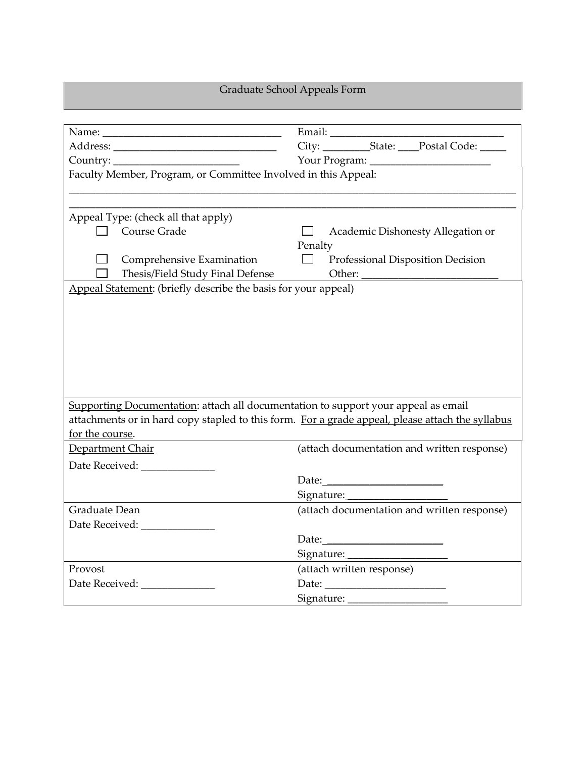# Graduate School Appeals Form

Name: ________________________________ Email: ______________________________

Address: ____________________________ City: ________State: ____Postal Code: _____

Country: ______________________ Your Program: _____________________

Faculty Member, Program, or Committee Involved in this Appeal:

________________________________________________________________________________

________________________________________________________________________________

Appeal Type: (check all that apply)

- ☐ Course Grade
- ☐ Academic Dishonesty Allegation or Penalty
- ☐ Comprehensive Examination
- ☐ Professional Disposition Decision
- ☐ Thesis/Field Study Final Defense
- Other: ________________________

Appeal Statement: (briefly describe the basis for your appeal)

Supporting Documentation: attach all documentation to support your appeal as email attachments or in hard copy stapled to this form. For a grade appeal, please attach the syllabus for the course.

| | |
|---|---|
| Department Chair<br>Date Received: _____________ | (attach documentation and written response)<br>Date: _____________________<br>Signature: _________________ |
| Graduate Dean<br>Date Received: _____________ | (attach documentation and written response)<br>Date: _____________________<br>Signature: _________________ |
| Provost<br>Date Received: _____________ | (attach written response)<br>Date: _____________________<br>Signature: _________________ |